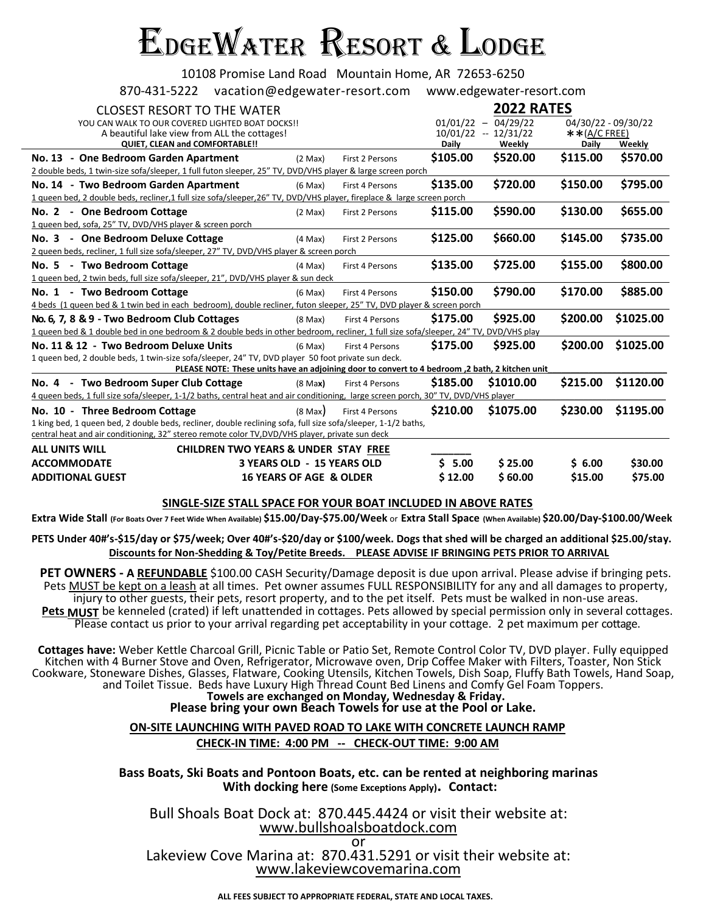# EdgeWater Resort & Lodge

10108 Promise Land Road Mountain Home, AR 72653-6250

870-431-5222 vacation@edgewater-resort.com www.edgewater-resort.com

| CLOSEST RESORT TO THE WATER<br>YOU CAN WALK TO OUR COVERED LIGHTED BOAT DOCKS!!<br>A beautiful lake view from ALL the cottages!<br>**QUIET, CLEAN and COMFORTABLE!!** | | | **2022 RATES**<br>01/01/22 – 04/29/22<br>10/01/22 -- 12/31/22 | | 04/30/22 - 09/30/22<br>**(A/C FREE) | |
|---|---|---|---|---|---|---|
| | | | **Daily** | **Weekly** | **Daily** | **Weekly** |
| **No. 13 - One Bedroom Garden Apartment**<br>2 double beds, 1 twin-size sofa/sleeper, 1 full futon sleeper, 25" TV, DVD/VHS player & large screen porch | (2 Max) | First 2 Persons | **$105.00** | **$520.00** | **$115.00** | **$570.00** |
| **No. 14 - Two Bedroom Garden Apartment**<br>1 queen bed, 2 double beds, recliner,1 full size sofa/sleeper,26" TV, DVD/VHS player, fireplace & large screen porch | (6 Max) | First 4 Persons | **$135.00** | **$720.00** | **$150.00** | **$795.00** |
| **No. 2 - One Bedroom Cottage**<br>1 queen bed, sofa, 25" TV, DVD/VHS player & screen porch | (2 Max) | First 2 Persons | **$115.00** | **$590.00** | **$130.00** | **$655.00** |
| **No. 3 - One Bedroom Deluxe Cottage**<br>2 queen beds, recliner, 1 full size sofa/sleeper, 27" TV, DVD/VHS player & screen porch | (4 Max) | First 2 Persons | **$125.00** | **$660.00** | **$145.00** | **$735.00** |
| **No. 5 - Two Bedroom Cottage**<br>1 queen bed, 2 twin beds, full size sofa/sleeper, 21", DVD/VHS player & sun deck | (4 Max) | First 4 Persons | **$135.00** | **$725.00** | **$155.00** | **$800.00** |
| **No. 1 - Two Bedroom Cottage**<br>4 beds (1 queen bed & 1 twin bed in each bedroom), double recliner, futon sleeper, 25" TV, DVD player & screen porch | (6 Max) | First 4 Persons | **$150.00** | **$790.00** | **$170.00** | **$885.00** |
| **No. 6, 7, 8 & 9 - Two Bedroom Club Cottages**<br>1 queen bed & 1 double bed in one bedroom & 2 double beds in other bedroom, recliner, 1 full size sofa/sleeper, 24" TV, DVD/VHS play | (8 Max) | First 4 Persons | **$175.00** | **$925.00** | **$200.00** | **$1025.00** |
| **No. 11 & 12 - Two Bedroom Deluxe Units**<br>1 queen bed, 2 double beds, 1 twin-size sofa/sleeper, 24" TV, DVD player 50 foot private sun deck.<br>**PLEASE NOTE: These units have an adjoining door to convert to 4 bedroom ,2 bath, 2 kitchen unit** | (6 Max) | First 4 Persons | **$175.00** | **$925.00** | **$200.00** | **$1025.00** |
| **No. 4 - Two Bedroom Super Club Cottage**<br>4 queen beds, 1 full size sofa/sleeper, 1-1/2 baths, central heat and air conditioning, large screen porch, 30" TV, DVD/VHS player | (8 Max) | First 4 Persons | **$185.00** | **$1010.00** | **$215.00** | **$1120.00** |
| **No. 10 - Three Bedroom Cottage**<br>1 king bed, 1 queen bed, 2 double beds, recliner, double reclining sofa, full size sofa/sleeper, 1-1/2 baths, central heat and air conditioning, 32" stereo remote color TV,DVD/VHS player, private sun deck | (8 Max) | First 4 Persons | **$210.00** | **$1075.00** | **$230.00** | **$1195.00** |
| **ALL UNITS WILL** | **CHILDREN TWO YEARS & UNDER STAY FREE** | | | | | |
| **ACCOMMODATE** | **3 YEARS OLD - 15 YEARS OLD** | | **$ 5.00** | **$ 25.00** | **$ 6.00** | **$30.00** |
| **ADDITIONAL GUEST** | **16 YEARS OF AGE & OLDER** | | **$ 12.00** | **$ 60.00** | **$15.00** | **$75.00** |

**SINGLE-SIZE STALL SPACE FOR YOUR BOAT INCLUDED IN ABOVE RATES**

**Extra Wide Stall** (For Boats Over 7 Feet Wide When Available) **$15.00/Day-$75.00/Week** or **Extra Stall Space** (When Available) **$20.00/Day-$100.00/Week**

**PETS Under 40#'s-$15/day or $75/week; Over 40#'s-$20/day or $100/week. Dogs that shed will be charged an additional $25.00/stay.**
**Discounts for Non-Shedding & Toy/Petite Breeds. PLEASE ADVISE IF BRINGING PETS PRIOR TO ARRIVAL**

**PET OWNERS - A REFUNDABLE** $100.00 CASH Security/Damage deposit is due upon arrival. Please advise if bringing pets. Pets MUST be kept on a leash at all times. Pet owner assumes FULL RESPONSIBILITY for any and all damages to property, injury to other guests, their pets, resort property, and to the pet itself. Pets must be walked in non-use areas. **Pets MUST** be kenneled (crated) if left unattended in cottages. Pets allowed by special permission only in several cottages. Please contact us prior to your arrival regarding pet acceptability in your cottage. 2 pet maximum per cottage.

**Cottages have:** Weber Kettle Charcoal Grill, Picnic Table or Patio Set, Remote Control Color TV, DVD player. Fully equipped Kitchen with 4 Burner Stove and Oven, Refrigerator, Microwave oven, Drip Coffee Maker with Filters, Toaster, Non Stick Cookware, Stoneware Dishes, Glasses, Flatware, Cooking Utensils, Kitchen Towels, Dish Soap, Fluffy Bath Towels, Hand Soap, and Toilet Tissue. Beds have Luxury High Thread Count Bed Linens and Comfy Gel Foam Toppers.
**Towels are exchanged on Monday, Wednesday & Friday.**
**Please bring your own Beach Towels for use at the Pool or Lake.**

**ON-SITE LAUNCHING WITH PAVED ROAD TO LAKE WITH CONCRETE LAUNCH RAMP**

**CHECK-IN TIME: 4:00 PM -- CHECK-OUT TIME: 9:00 AM**

**Bass Boats, Ski Boats and Pontoon Boats, etc. can be rented at neighboring marinas With docking here** (Some Exceptions Apply)**. Contact:**

Bull Shoals Boat Dock at: 870.445.4424 or visit their website at:
www.bullshoalsboatdock.com

or

Lakeview Cove Marina at: 870.431.5291 or visit their website at:
www.lakeviewcovemarina.com

**ALL FEES SUBJECT TO APPROPRIATE FEDERAL, STATE AND LOCAL TAXES.**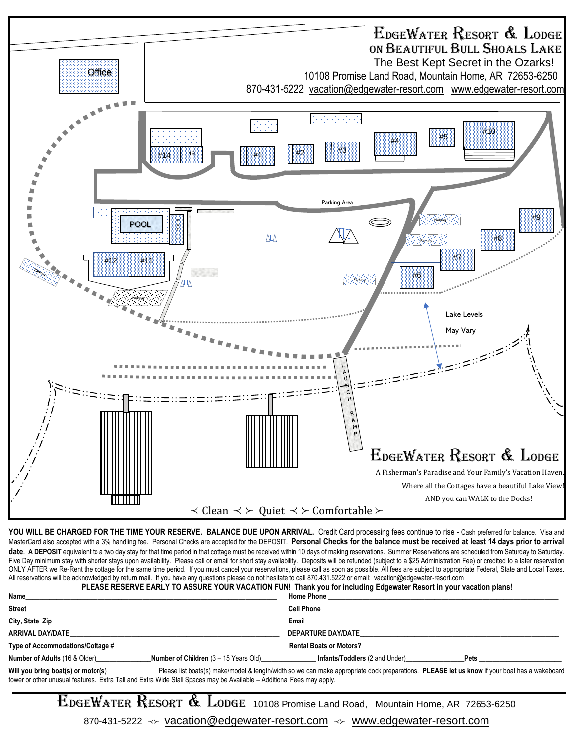# EdgeWater Resort & Lodge on Beautiful Bull Shoals Lake

The Best Kept Secret in the Ozarks!

10108 Promise Land Road, Mountain Home, AR 72653-6250

870-431-5222 vacation@edgewater-resort.com www.edgewater-resort.com

Office

POOL

PATIO

#14 13 #1 #2 #3 #4 #5 #10 #9 #8 #7 #6 #12 #11

Parking Area

Parking

Lake Levels May Vary

LAUNCH RAMP

## EdgeWater Resort & Lodge

A Fisherman's Paradise and Your Family's Vacation Haven.

Where all the Cottages have a beautiful Lake View!

AND you can WALK to the Docks!

≺ Clean ≺ ≻ Quiet ≺ ≻ Comfortable ≻

**YOU WILL BE CHARGED FOR THE TIME YOUR RESERVE. BALANCE DUE UPON ARRIVAL.** Credit Card processing fees continue to rise - Cash preferred for balance. Visa and MasterCard also accepted with a 3% handling fee. Personal Checks are accepted for the DEPOSIT. **Personal Checks for the balance must be received at least 14 days prior to arrival date**. **A DEPOSIT** equivalent to a two day stay for that time period in that cottage must be received within 10 days of making reservations. Summer Reservations are scheduled from Saturday to Saturday. Five Day minimum stay with shorter stays upon availability. Please call or email for short stay availability. Deposits will be refunded (subject to a $25 Administration Fee) or credited to a later reservation ONLY AFTER we Re-Rent the cottage for the same time period. If you must cancel your reservations, please call as soon as possible. All fees are subject to appropriate Federal, State and Local Taxes. All reservations will be acknowledged by return mail. If you have any questions please do not hesitate to call 870.431.5222 or email: vacation@edgewater-resort.com

**PLEASE RESERVE EARLY TO ASSURE YOUR VACATION FUN! Thank you for including Edgewater Resort in your vacation plans!**

**Name**\_\_\_\_\_\_\_\_\_\_\_\_\_\_\_\_\_\_\_\_ **Home Phone** \_\_\_\_\_\_\_\_\_\_\_\_\_\_\_\_\_\_\_\_

**Street**\_\_\_\_\_\_\_\_\_\_\_\_\_\_\_\_\_\_\_\_ **Cell Phone** \_\_\_\_\_\_\_\_\_\_\_\_\_\_\_\_\_\_\_\_

**City, State Zip** \_\_\_\_\_\_\_\_\_\_\_\_\_\_\_\_\_\_\_\_ **Email**\_\_\_\_\_\_\_\_\_\_\_\_\_\_\_\_\_\_\_\_

**ARRIVAL DAY/DATE**\_\_\_\_\_\_\_\_\_\_\_\_\_\_\_\_\_\_\_\_ **DEPARTURE DAY/DATE**\_\_\_\_\_\_\_\_\_\_\_\_\_\_\_\_\_\_\_\_

**Type of Accommodations/Cottage #**\_\_\_\_\_\_\_\_\_\_\_\_\_\_\_\_\_\_\_\_ **Rental Boats or Motors?**\_\_\_\_\_\_\_\_\_\_\_\_\_\_\_\_\_\_\_\_

**Number of Adults** (16 & Older)\_\_\_\_\_\_\_\_ **Number of Children** (3 – 15 Years Old)\_\_\_\_\_\_\_\_ **Infants/Toddlers** (2 and Under)\_\_\_\_\_\_\_\_ **Pets** \_\_\_\_\_\_\_\_

**Will you bring boat(s) or motor(s)**\_\_\_\_\_\_\_\_Please list boats(s) make/model & length/width so we can make appropriate dock preparations. **PLEASE let us know** if your boat has a wakeboard tower or other unusual features. Extra Tall and Extra Wide Stall Spaces may be Available – Additional Fees may apply. \_\_\_\_\_\_\_\_\_\_\_\_\_\_\_\_\_\_\_\_

EdgeWater Resort & Lodge 10108 Promise Land Road, Mountain Home, AR 72653-6250

870-431-5222 vacation@edgewater-resort.com www.edgewater-resort.com